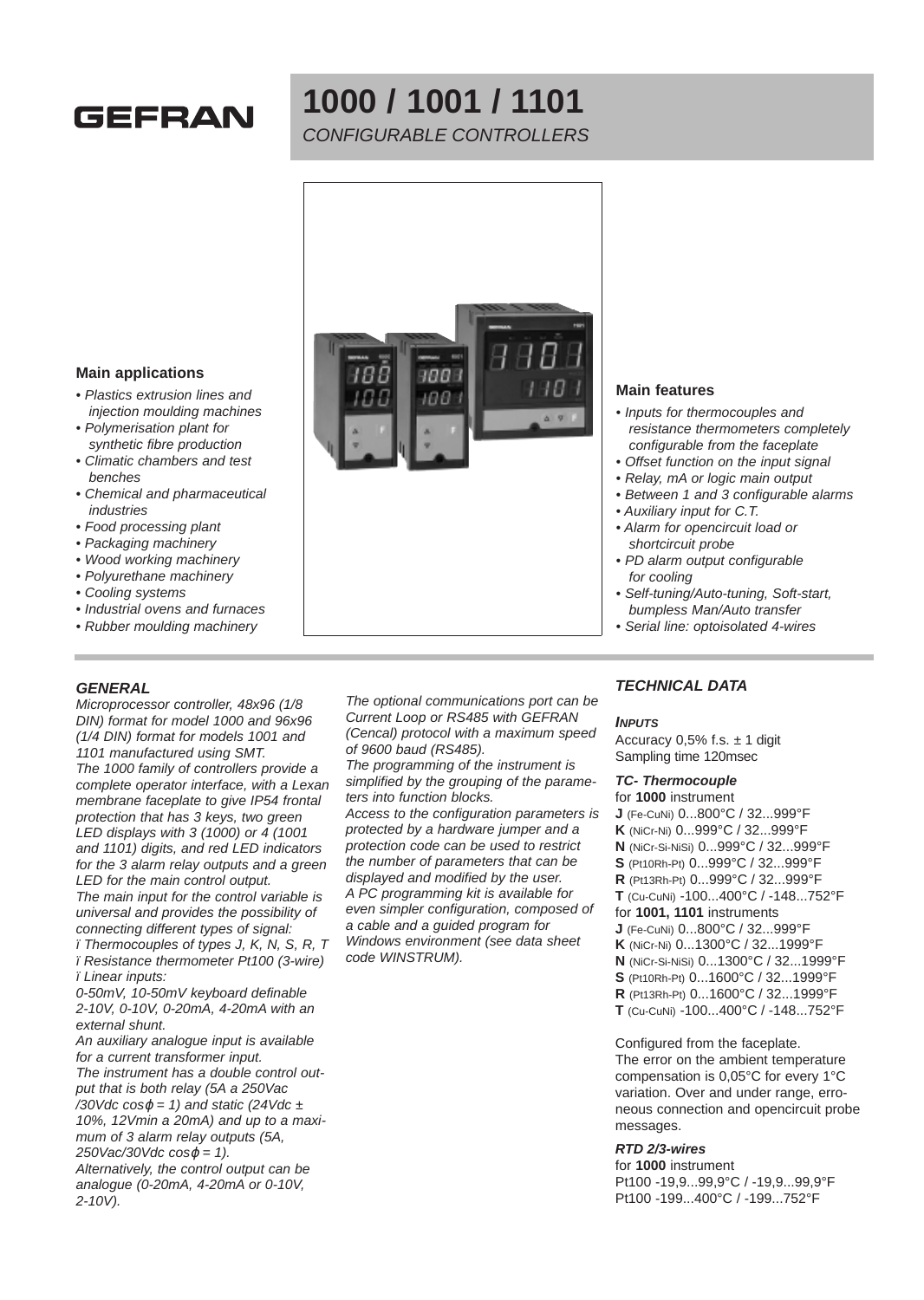# 1000 / 1001 / 1101

*CONFIGURABLE CONTROLLERS*

GEFRAN

### Main applications

- *Plastics extrusion lines and injection moulding machines*
- *Polymerisation plant for synthetic fibre production*
- *Climatic chambers and test benches*
- *Chemical and pharmaceutical industries*
- *Food processing plant*
- *Packaging machinery*
- *Wood working machinery*
- *Polyurethane machinery*
- *Cooling systems*
- *Industrial ovens and furnaces*
- *Rubber moulding machinery*

### Main features

- *Inputs for thermocouples and resistance thermometers completely configurable from the faceplate*
- *Offset function on the input signal*
- *Relay, mA or logic main output*
- *Between 1 and 3 configurable alarms*
- *Auxiliary input for C.T.*
- *Alarm for opencircuit load or shortcircuit probe*
- *PD alarm output configurable for cooling*
- *Self-tuning/Auto-tuning, Soft-start, bumpless Man/Auto transfer*
- *Serial line: optoisolated 4-wires*

## *GENERAL*

*Microprocessor controller, 48x96 (1/8 DIN) format for model 1000 and 96x96 (1/4 DIN) format for models 1001 and 1101 manufactured using SMT.*
*The 1000 family of controllers provide a complete operator interface, with a Lexan membrane faceplate to give IP54 frontal protection that has 3 keys, two green LED displays with 3 (1000) or 4 (1001 and 1101) digits, and red LED indicators for the 3 alarm relay outputs and a green LED for the main control output.*
*The main input for the control variable is universal and provides the possibility of connecting different types of signal:*
*ï Thermocouples of types J, K, N, S, R, T*
*ï Resistance thermometer Pt100 (3-wire)*
*ï Linear inputs:*
*0-50mV, 10-50mV keyboard definable*
*2-10V, 0-10V, 0-20mA, 4-20mA with an external shunt.*
*An auxiliary analogue input is available for a current transformer input.*
*The instrument has a double control output that is both relay (5A a 250Vac /30Vdc cosφ = 1) and static (24Vdc ± 10%, 12Vmin a 20mA) and up to a maximum of 3 alarm relay outputs (5A, 250Vac/30Vdc cosφ = 1).*
*Alternatively, the control output can be analogue (0-20mA, 4-20mA or 0-10V, 2-10V).*

*The optional communications port can be Current Loop or RS485 with GEFRAN (Cencal) protocol with a maximum speed of 9600 baud (RS485).*
*The programming of the instrument is simplified by the grouping of the parameters into function blocks.*
*Access to the configuration parameters is protected by a hardware jumper and a protection code can be used to restrict the number of parameters that can be displayed and modified by the user.*
*A PC programming kit is available for even simpler configuration, composed of a cable and a guided program for Windows environment (see data sheet code WINSTRUM).*

## *TECHNICAL DATA*

#### *INPUTS*

Accuracy 0,5% f.s. ± 1 digit
Sampling time 120msec

#### *TC- Thermocouple*

for **1000** instrument
**J** (Fe-CuNi) 0...800°C / 32...999°F
**K** (NiCr-Ni) 0...999°C / 32...999°F
**N** (NiCr-Si-NiSi) 0...999°C / 32...999°F
**S** (Pt10Rh-Pt) 0...999°C / 32...999°F
**R** (Pt13Rh-Pt) 0...999°C / 32...999°F
**T** (Cu-CuNi) -100...400°C / -148...752°F
for **1001, 1101** instruments
**J** (Fe-CuNi) 0...800°C / 32...999°F
**K** (NiCr-Ni) 0...1300°C / 32...1999°F
**N** (NiCr-Si-NiSi) 0...1300°C / 32...1999°F
**S** (Pt10Rh-Pt) 0...1600°C / 32...1999°F
**R** (Pt13Rh-Pt) 0...1600°C / 32...1999°F
**T** (Cu-CuNi) -100...400°C / -148...752°F

Configured from the faceplate.
The error on the ambient temperature compensation is 0,05°C for every 1°C variation. Over and under range, erroneous connection and opencircuit probe messages.

#### *RTD 2/3-wires*

for **1000** instrument
Pt100 -19,9...99,9°C / -19,9...99,9°F
Pt100 -199...400°C / -199...752°F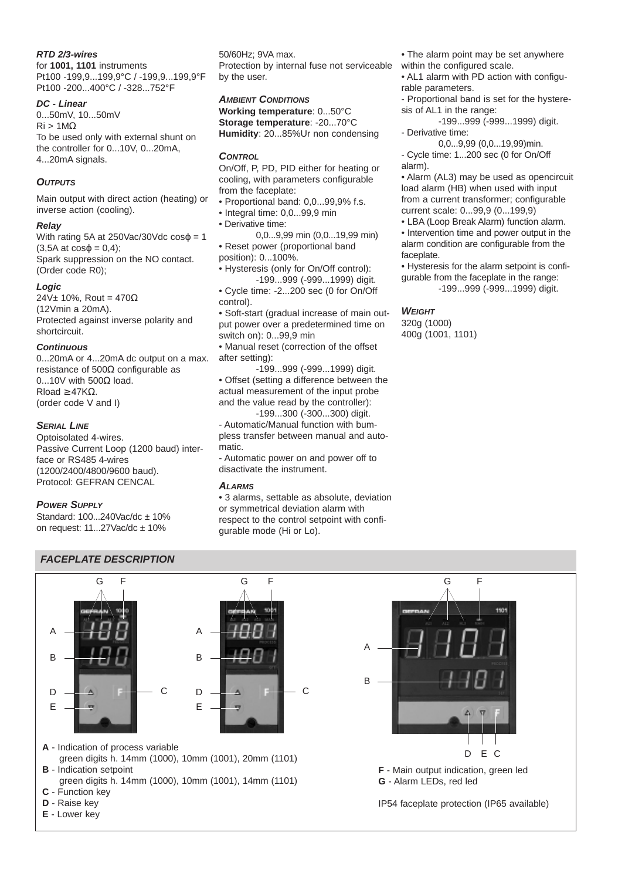***RTD 2/3-wires***

for **1001, 1101** instruments
Pt100 -199,9...199,9°C / -199,9...199,9°F
Pt100 -200...400°C / -328...752°F

***DC - Linear***

0...50mV, 10...50mV
Ri > 1MΩ
To be used only with external shunt on the controller for 0...10V, 0...20mA, 4...20mA signals.

***OUTPUTS***

Main output with direct action (heating) or inverse action (cooling).

***Relay***

With rating 5A at 250Vac/30Vdc cosφ = 1 (3,5A at cosφ = 0,4);
Spark suppression on the NO contact. (Order code R0);

***Logic***

24V± 10%, Rout = 470Ω
(12Vmin a 20mA).
Protected against inverse polarity and shortcircuit.

***Continuous***

0...20mA or 4...20mA dc output on a max. resistance of 500Ω configurable as 0...10V with 500Ω load.
Rload ≥47KΩ.
(order code V and I)

***SERIAL LINE***

Optoisolated 4-wires.
Passive Current Loop (1200 baud) interface or RS485 4-wires (1200/2400/4800/9600 baud).
Protocol: GEFRAN CENCAL

***POWER SUPPLY***

Standard: 100...240Vac/dc ± 10%
on request: 11...27Vac/dc ± 10%
50/60Hz; 9VA max.
Protection by internal fuse not serviceable by the user.

***AMBIENT CONDITIONS***

**Working temperature**: 0...50°C
**Storage temperature**: -20...70°C
**Humidity**: 20...85%Ur non condensing

***CONTROL***

On/Off, P, PD, PID either for heating or cooling, with parameters configurable from the faceplate:

- Proportional band: 0,0...99,9% f.s.
- Integral time: 0,0...99,9 min
- Derivative time:
  0,0...9,99 min (0,0...19,99 min)
- Reset power (proportional band position): 0...100%.
- Hysteresis (only for On/Off control):
  -199...999 (-999...1999) digit.
- Cycle time: -2...200 sec (0 for On/Off control).
- Soft-start (gradual increase of main output power over a predetermined time on switch on): 0...99,9 min
- Manual reset (correction of the offset after setting):
  -199...999 (-999...1999) digit.
- Offset (setting a difference between the actual measurement of the input probe and the value read by the controller):
  -199...300 (-300...300) digit.

- Automatic/Manual function with bumpless transfer between manual and automatic.
- Automatic power on and power off to disactivate the instrument.

***ALARMS***

- 3 alarms, settable as absolute, deviation or symmetrical deviation alarm with respect to the control setpoint with configurable mode (Hi or Lo).
- The alarm point may be set anywhere within the configured scale.
- AL1 alarm with PD action with configurable parameters.

- Proportional band is set for the hysteresis of AL1 in the range:
  -199...999 (-999...1999) digit.
- Derivative time:
  0,0...9,99 (0,0...19,99)min.
- Cycle time: 1...200 sec (0 for On/Off alarm).

- Alarm (AL3) may be used as opencircuit load alarm (HB) when used with input from a current transformer; configurable current scale: 0...99,9 (0...199,9)
- LBA (Loop Break Alarm) function alarm.
- Intervention time and power output in the alarm condition are configurable from the faceplate.
- Hysteresis for the alarm setpoint is configurable from the faceplate in the range:
  -199...999 (-999...1999) digit.

***WEIGHT***

320g (1000)
400g (1001, 1101)

## *FACEPLATE DESCRIPTION*

**A** - Indication of process variable
green digits h. 14mm (1000), 10mm (1001), 20mm (1101)
**B** - Indication setpoint
green digits h. 14mm (1000), 10mm (1001), 14mm (1101)
**C** - Function key
**D** - Raise key
**E** - Lower key

**F** - Main output indication, green led
**G** - Alarm LEDs, red led

IP54 faceplate protection (IP65 available)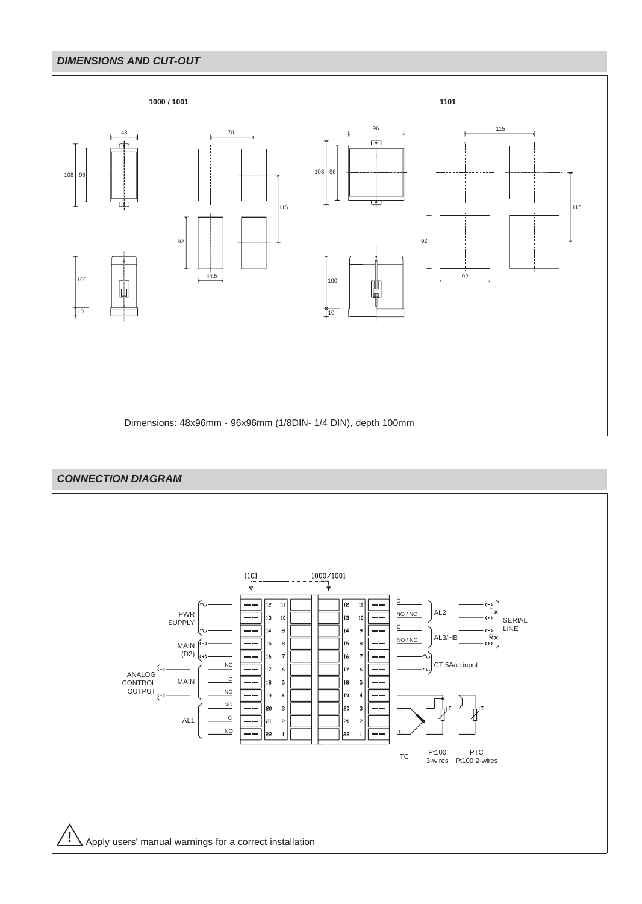## *DIMENSIONS AND CUT-OUT*

**1000 / 1001**

**1101**

Dimensions: 48x96mm - 96x96mm (1/8DIN- 1/4 DIN), depth 100mm

## *CONNECTION DIAGRAM*

Apply users' manual warnings for a correct installation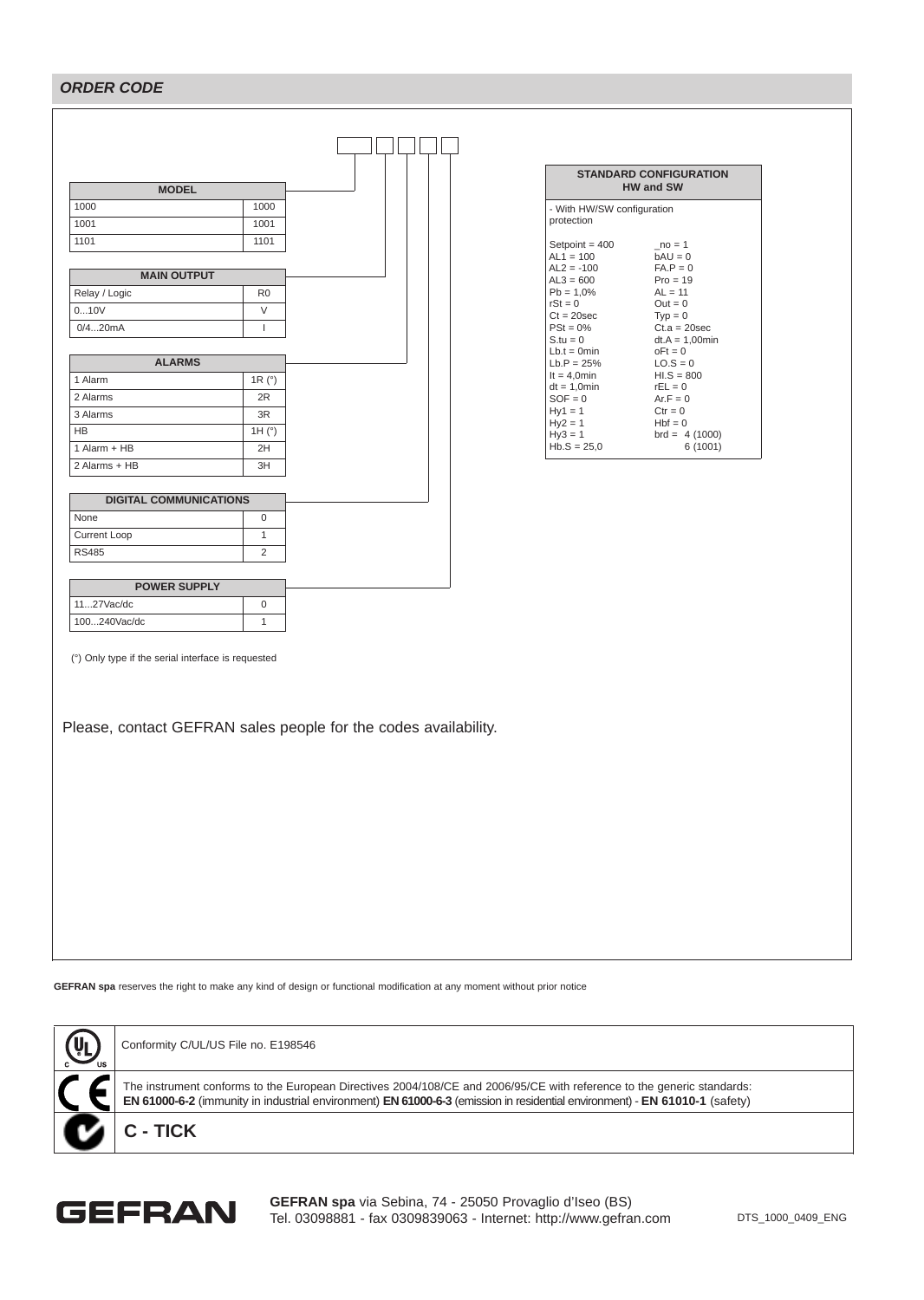## *ORDER CODE*

| MODEL | |
|---|---|
| 1000 | 1000 |
| 1001 | 1001 |
| 1101 | 1101 |

| MAIN OUTPUT | |
|---|---|
| Relay / Logic | R0 |
| 0...10V | V |
| 0/4...20mA | I |

| ALARMS | |
|---|---|
| 1 Alarm | 1R (°) |
| 2 Alarms | 2R |
| 3 Alarms | 3R |
| HB | 1H (°) |
| 1 Alarm + HB | 2H |
| 2 Alarms + HB | 3H |

| DIGITAL COMMUNICATIONS | |
|---|---|
| None | 0 |
| Current Loop | 1 |
| RS485 | 2 |

| POWER SUPPLY | |
|---|---|
| 11...27Vac/dc | 0 |
| 100...240Vac/dc | 1 |

(°) Only type if the serial interface is requested

**STANDARD CONFIGURATION HW and SW**

- With HW/SW configuration protection

| | |
|---|---|
| Setpoint = 400 | _no = 1 |
| AL1 = 100 | bAU = 0 |
| AL2 = -100 | FA.P = 0 |
| AL3 = 600 | Pro = 19 |
| Pb = 1,0% | AL = 11 |
| rSt = 0 | Out = 0 |
| Ct = 20sec | Typ = 0 |
| PSt = 0% | Ct.a = 20sec |
| S.tu = 0 | dt.A = 1,00min |
| Lb.t = 0min | oFt = 0 |
| Lb.P = 25% | LO.S = 0 |
| It = 4,0min | HI.S = 800 |
| dt = 1,0min | rEL = 0 |
| SOF = 0 | Ar.F = 0 |
| Hy1 = 1 | Ctr = 0 |
| Hy2 = 1 | Hbf = 0 |
| Hy3 = 1 | brd = 4 (1000) |
| Hb.S = 25,0 | 6 (1001) |

Please, contact GEFRAN sales people for the codes availability.

**GEFRAN spa** reserves the right to make any kind of design or functional modification at any moment without prior notice

Conformity C/UL/US File no. E198546

The instrument conforms to the European Directives 2004/108/CE and 2006/95/CE with reference to the generic standards: **EN 61000-6-2** (immunity in industrial environment) **EN 61000-6-3** (emission in residential environment) - **EN 61010-1** (safety)

**C - TICK**

**GEFRAN spa** via Sebina, 74 - 25050 Provaglio d'Iseo (BS)
Tel. 03098881 - fax 0309839063 - Internet: http://www.gefran.com

DTS_1000_0409_ENG